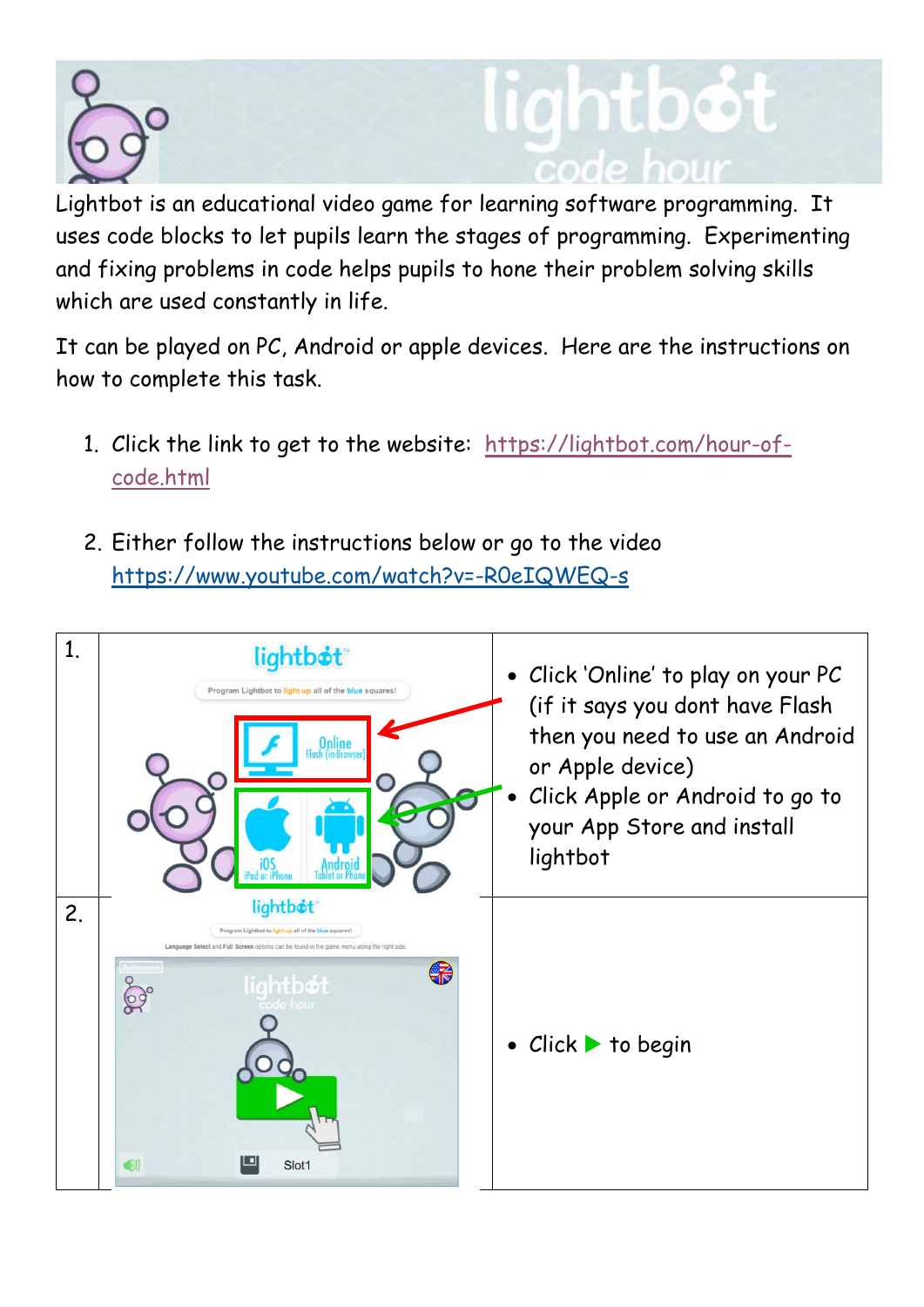Lightbot is an educational video game for learning software programming. It uses code blocks to let pupils learn the stages of programming. Experimenting and fixing problems in code helps pupils to hone their problem solving skills which are used constantly in life.

It can be played on PC, Android or apple devices. Here are the instructions on how to complete this task.

1. Click the link to get to the website: https://lightbot.com/hour-of-code.html

2. Either follow the instructions below or go to the video https://www.youtube.com/watch?v=-R0eIQWEQ-s

| | | |
|---|---|---|
| 1. | | • Click 'Online' to play on your PC (if it says you dont have Flash then you need to use an Android or Apple device)<br>• Click Apple or Android to go to your App Store and install lightbot |
| 2. | | • Click ▶ to begin |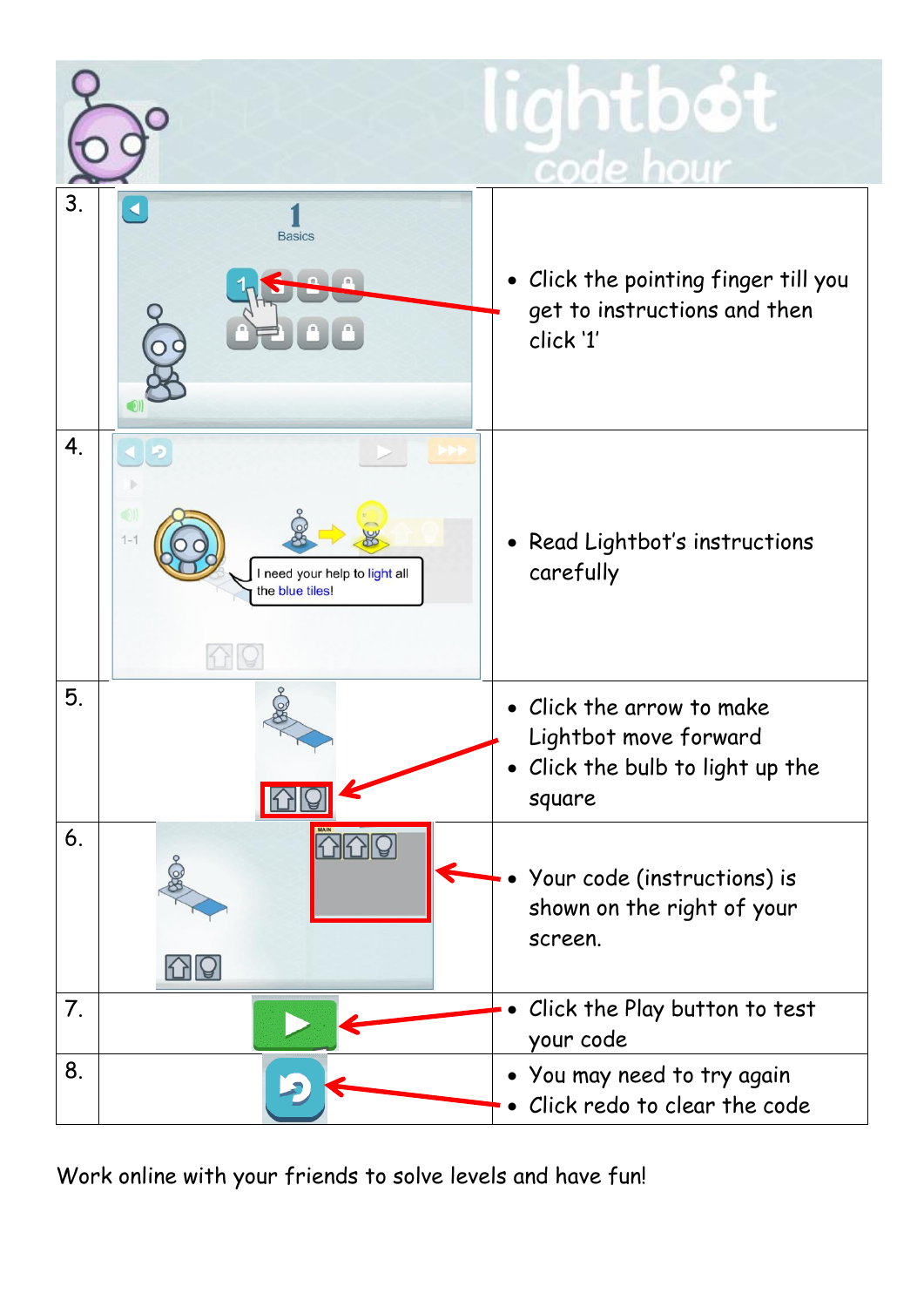| | | |
|---|---|---|
| 3. | | • Click the pointing finger till you get to instructions and then click '1' |
| 4. | | • Read Lightbot's instructions carefully |
| 5. | | • Click the arrow to make Lightbot move forward<br>• Click the bulb to light up the square |
| 6. | | • Your code (instructions) is shown on the right of your screen. |
| 7. | | • Click the Play button to test your code |
| 8. | | • You may need to try again<br>• Click redo to clear the code |

Work online with your friends to solve levels and have fun!